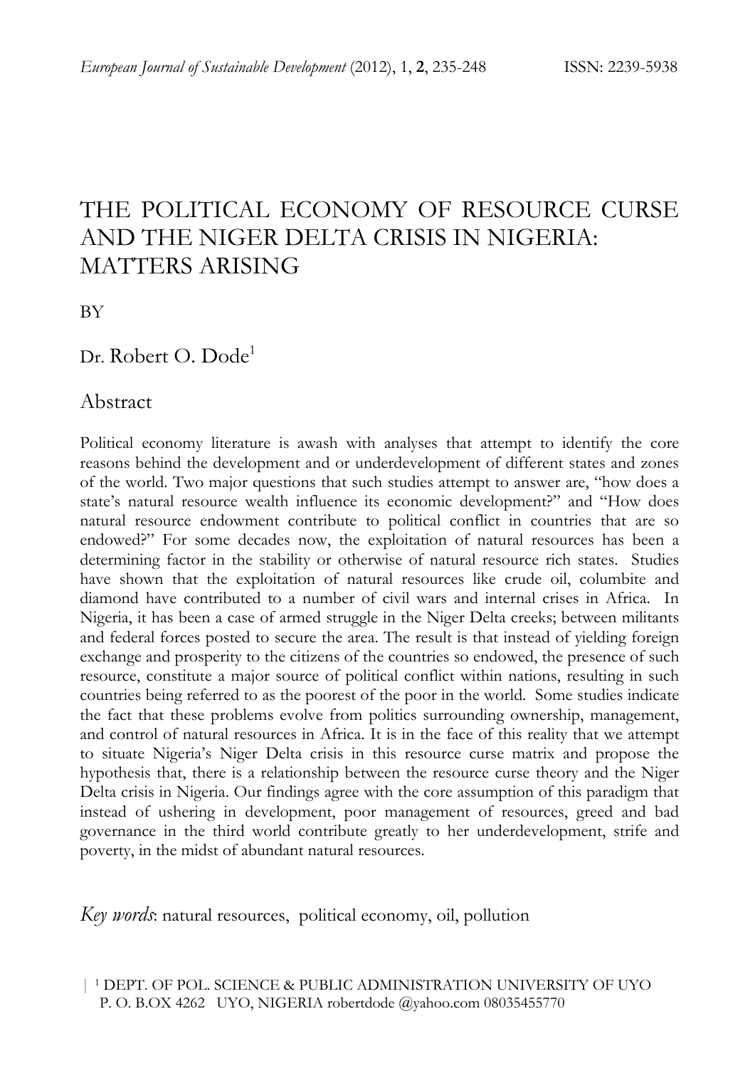# THE POLITICAL ECONOMY OF RESOURCE CURSE AND THE NIGER DELTA CRISIS IN NIGERIA: MATTERS ARISING

BY

Dr. Robert O. Dode[1]

## Abstract

Political economy literature is awash with analyses that attempt to identify the core reasons behind the development and or underdevelopment of different states and zones of the world. Two major questions that such studies attempt to answer are, "how does a state's natural resource wealth influence its economic development?" and "How does natural resource endowment contribute to political conflict in countries that are so endowed?" For some decades now, the exploitation of natural resources has been a determining factor in the stability or otherwise of natural resource rich states. Studies have shown that the exploitation of natural resources like crude oil, columbite and diamond have contributed to a number of civil wars and internal crises in Africa. In Nigeria, it has been a case of armed struggle in the Niger Delta creeks; between militants and federal forces posted to secure the area. The result is that instead of yielding foreign exchange and prosperity to the citizens of the countries so endowed, the presence of such resource, constitute a major source of political conflict within nations, resulting in such countries being referred to as the poorest of the poor in the world. Some studies indicate the fact that these problems evolve from politics surrounding ownership, management, and control of natural resources in Africa. It is in the face of this reality that we attempt to situate Nigeria's Niger Delta crisis in this resource curse matrix and propose the hypothesis that, there is a relationship between the resource curse theory and the Niger Delta crisis in Nigeria. Our findings agree with the core assumption of this paradigm that instead of ushering in development, poor management of resources, greed and bad governance in the third world contribute greatly to her underdevelopment, strife and poverty, in the midst of abundant natural resources.

*Key words*: natural resources, political economy, oil, pollution

[1] DEPT. OF POL. SCIENCE & PUBLIC ADMINISTRATION UNIVERSITY OF UYO P. O. B.OX 4262 UYO, NIGERIA robertdode @yahoo.com 08035455770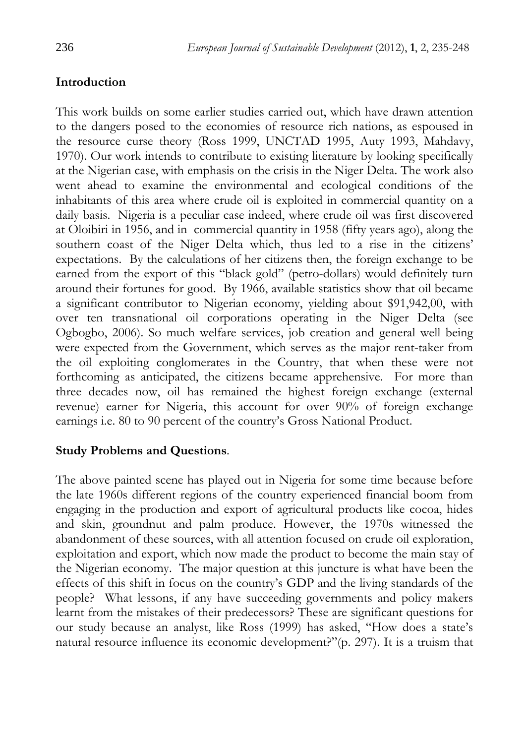## Introduction

This work builds on some earlier studies carried out, which have drawn attention to the dangers posed to the economies of resource rich nations, as espoused in the resource curse theory (Ross 1999, UNCTAD 1995, Auty 1993, Mahdavy, 1970). Our work intends to contribute to existing literature by looking specifically at the Nigerian case, with emphasis on the crisis in the Niger Delta. The work also went ahead to examine the environmental and ecological conditions of the inhabitants of this area where crude oil is exploited in commercial quantity on a daily basis. Nigeria is a peculiar case indeed, where crude oil was first discovered at Oloibiri in 1956, and in commercial quantity in 1958 (fifty years ago), along the southern coast of the Niger Delta which, thus led to a rise in the citizens' expectations. By the calculations of her citizens then, the foreign exchange to be earned from the export of this "black gold" (petro-dollars) would definitely turn around their fortunes for good. By 1966, available statistics show that oil became a significant contributor to Nigerian economy, yielding about $91,942,00, with over ten transnational oil corporations operating in the Niger Delta (see Ogbogbo, 2006). So much welfare services, job creation and general well being were expected from the Government, which serves as the major rent-taker from the oil exploiting conglomerates in the Country, that when these were not forthcoming as anticipated, the citizens became apprehensive. For more than three decades now, oil has remained the highest foreign exchange (external revenue) earner for Nigeria, this account for over 90% of foreign exchange earnings i.e. 80 to 90 percent of the country's Gross National Product.

## Study Problems and Questions.

The above painted scene has played out in Nigeria for some time because before the late 1960s different regions of the country experienced financial boom from engaging in the production and export of agricultural products like cocoa, hides and skin, groundnut and palm produce. However, the 1970s witnessed the abandonment of these sources, with all attention focused on crude oil exploration, exploitation and export, which now made the product to become the main stay of the Nigerian economy. The major question at this juncture is what have been the effects of this shift in focus on the country's GDP and the living standards of the people? What lessons, if any have succeeding governments and policy makers learnt from the mistakes of their predecessors? These are significant questions for our study because an analyst, like Ross (1999) has asked, "How does a state's natural resource influence its economic development?"(p. 297). It is a truism that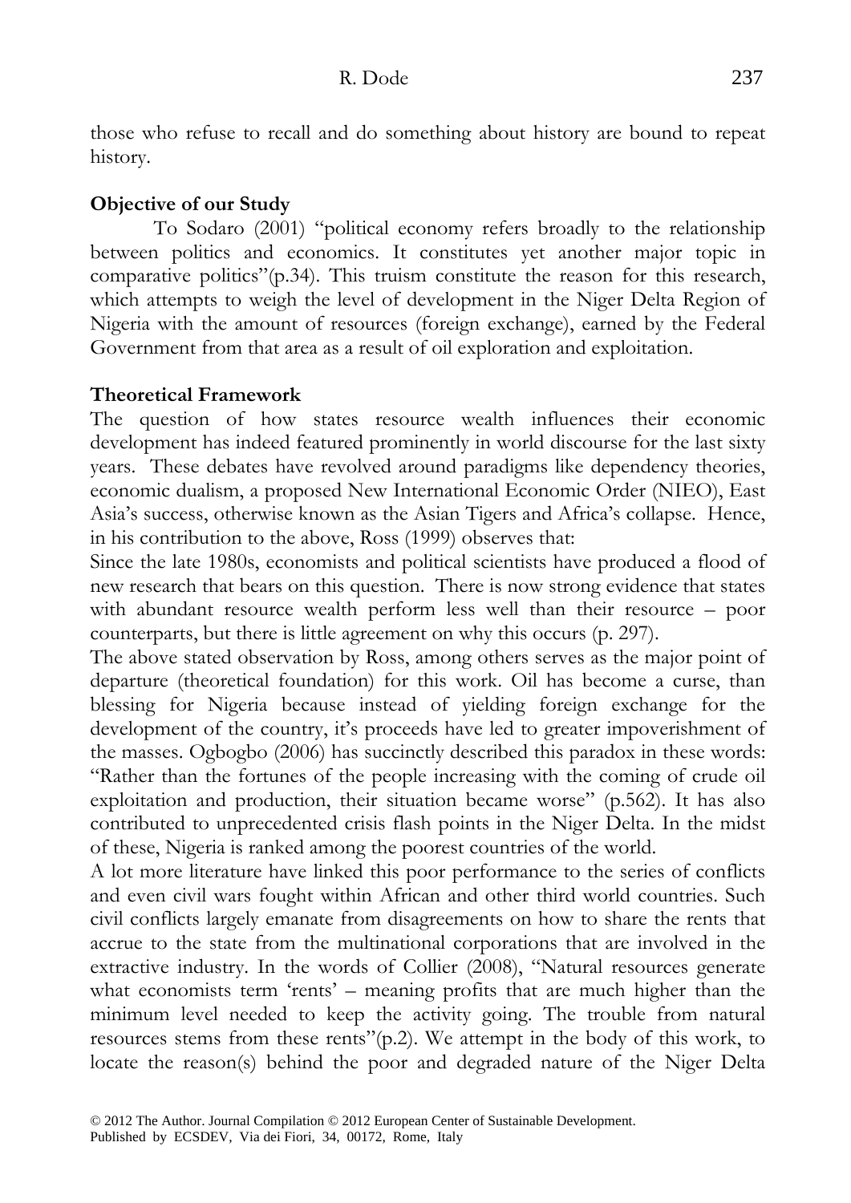those who refuse to recall and do something about history are bound to repeat history.

**Objective of our Study**

To Sodaro (2001) "political economy refers broadly to the relationship between politics and economics. It constitutes yet another major topic in comparative politics"(p.34). This truism constitute the reason for this research, which attempts to weigh the level of development in the Niger Delta Region of Nigeria with the amount of resources (foreign exchange), earned by the Federal Government from that area as a result of oil exploration and exploitation.

**Theoretical Framework**

The question of how states resource wealth influences their economic development has indeed featured prominently in world discourse for the last sixty years. These debates have revolved around paradigms like dependency theories, economic dualism, a proposed New International Economic Order (NIEO), East Asia's success, otherwise known as the Asian Tigers and Africa's collapse. Hence, in his contribution to the above, Ross (1999) observes that:

Since the late 1980s, economists and political scientists have produced a flood of new research that bears on this question. There is now strong evidence that states with abundant resource wealth perform less well than their resource – poor counterparts, but there is little agreement on why this occurs (p. 297).

The above stated observation by Ross, among others serves as the major point of departure (theoretical foundation) for this work. Oil has become a curse, than blessing for Nigeria because instead of yielding foreign exchange for the development of the country, it's proceeds have led to greater impoverishment of the masses. Ogbogbo (2006) has succinctly described this paradox in these words: "Rather than the fortunes of the people increasing with the coming of crude oil exploitation and production, their situation became worse" (p.562). It has also contributed to unprecedented crisis flash points in the Niger Delta. In the midst of these, Nigeria is ranked among the poorest countries of the world.

A lot more literature have linked this poor performance to the series of conflicts and even civil wars fought within African and other third world countries. Such civil conflicts largely emanate from disagreements on how to share the rents that accrue to the state from the multinational corporations that are involved in the extractive industry. In the words of Collier (2008), "Natural resources generate what economists term 'rents' – meaning profits that are much higher than the minimum level needed to keep the activity going. The trouble from natural resources stems from these rents"(p.2). We attempt in the body of this work, to locate the reason(s) behind the poor and degraded nature of the Niger Delta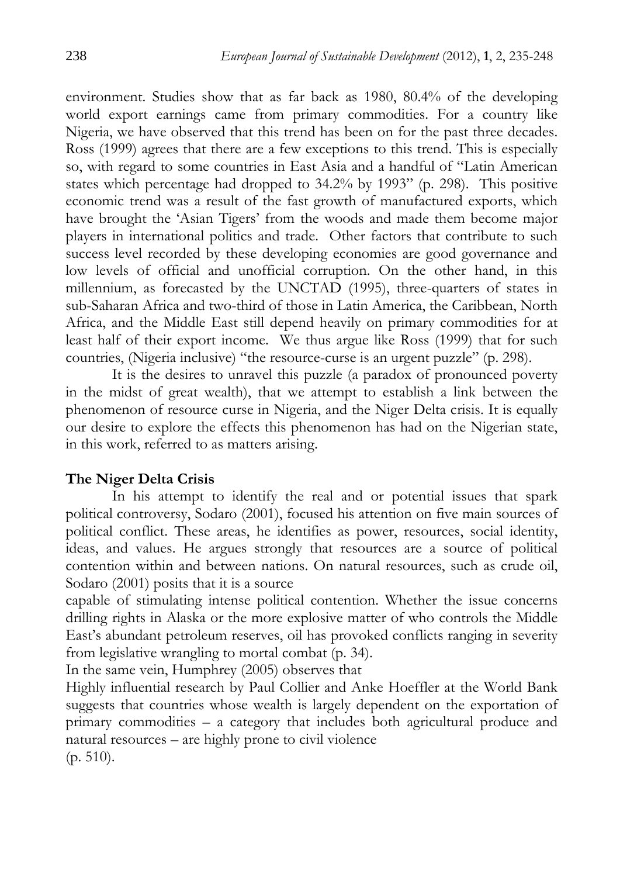environment. Studies show that as far back as 1980, 80.4% of the developing world export earnings came from primary commodities. For a country like Nigeria, we have observed that this trend has been on for the past three decades. Ross (1999) agrees that there are a few exceptions to this trend. This is especially so, with regard to some countries in East Asia and a handful of "Latin American states which percentage had dropped to 34.2% by 1993" (p. 298). This positive economic trend was a result of the fast growth of manufactured exports, which have brought the 'Asian Tigers' from the woods and made them become major players in international politics and trade. Other factors that contribute to such success level recorded by these developing economies are good governance and low levels of official and unofficial corruption. On the other hand, in this millennium, as forecasted by the UNCTAD (1995), three-quarters of states in sub-Saharan Africa and two-third of those in Latin America, the Caribbean, North Africa, and the Middle East still depend heavily on primary commodities for at least half of their export income. We thus argue like Ross (1999) that for such countries, (Nigeria inclusive) "the resource-curse is an urgent puzzle" (p. 298).

It is the desires to unravel this puzzle (a paradox of pronounced poverty in the midst of great wealth), that we attempt to establish a link between the phenomenon of resource curse in Nigeria, and the Niger Delta crisis. It is equally our desire to explore the effects this phenomenon has had on the Nigerian state, in this work, referred to as matters arising.

## The Niger Delta Crisis

In his attempt to identify the real and or potential issues that spark political controversy, Sodaro (2001), focused his attention on five main sources of political conflict. These areas, he identifies as power, resources, social identity, ideas, and values. He argues strongly that resources are a source of political contention within and between nations. On natural resources, such as crude oil, Sodaro (2001) posits that it is a source

capable of stimulating intense political contention. Whether the issue concerns drilling rights in Alaska or the more explosive matter of who controls the Middle East's abundant petroleum reserves, oil has provoked conflicts ranging in severity from legislative wrangling to mortal combat (p. 34).

In the same vein, Humphrey (2005) observes that

Highly influential research by Paul Collier and Anke Hoeffler at the World Bank suggests that countries whose wealth is largely dependent on the exportation of primary commodities – a category that includes both agricultural produce and natural resources – are highly prone to civil violence (p. 510).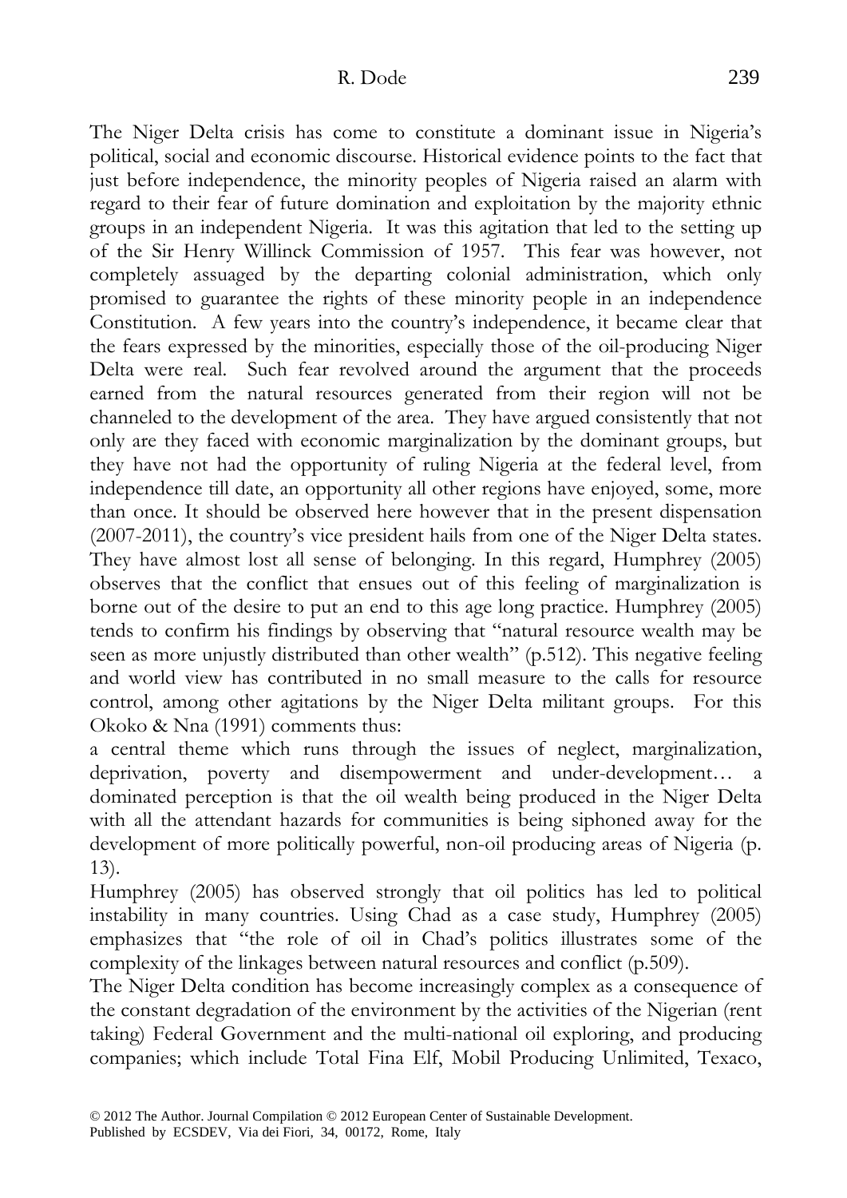The Niger Delta crisis has come to constitute a dominant issue in Nigeria's political, social and economic discourse. Historical evidence points to the fact that just before independence, the minority peoples of Nigeria raised an alarm with regard to their fear of future domination and exploitation by the majority ethnic groups in an independent Nigeria. It was this agitation that led to the setting up of the Sir Henry Willinck Commission of 1957. This fear was however, not completely assuaged by the departing colonial administration, which only promised to guarantee the rights of these minority people in an independence Constitution. A few years into the country's independence, it became clear that the fears expressed by the minorities, especially those of the oil-producing Niger Delta were real. Such fear revolved around the argument that the proceeds earned from the natural resources generated from their region will not be channeled to the development of the area. They have argued consistently that not only are they faced with economic marginalization by the dominant groups, but they have not had the opportunity of ruling Nigeria at the federal level, from independence till date, an opportunity all other regions have enjoyed, some, more than once. It should be observed here however that in the present dispensation (2007-2011), the country's vice president hails from one of the Niger Delta states. They have almost lost all sense of belonging. In this regard, Humphrey (2005) observes that the conflict that ensues out of this feeling of marginalization is borne out of the desire to put an end to this age long practice. Humphrey (2005) tends to confirm his findings by observing that "natural resource wealth may be seen as more unjustly distributed than other wealth" (p.512). This negative feeling and world view has contributed in no small measure to the calls for resource control, among other agitations by the Niger Delta militant groups. For this Okoko & Nna (1991) comments thus:

a central theme which runs through the issues of neglect, marginalization, deprivation, poverty and disempowerment and under-development… a dominated perception is that the oil wealth being produced in the Niger Delta with all the attendant hazards for communities is being siphoned away for the development of more politically powerful, non-oil producing areas of Nigeria (p. 13).

Humphrey (2005) has observed strongly that oil politics has led to political instability in many countries. Using Chad as a case study, Humphrey (2005) emphasizes that "the role of oil in Chad's politics illustrates some of the complexity of the linkages between natural resources and conflict (p.509).

The Niger Delta condition has become increasingly complex as a consequence of the constant degradation of the environment by the activities of the Nigerian (rent taking) Federal Government and the multi-national oil exploring, and producing companies; which include Total Fina Elf, Mobil Producing Unlimited, Texaco,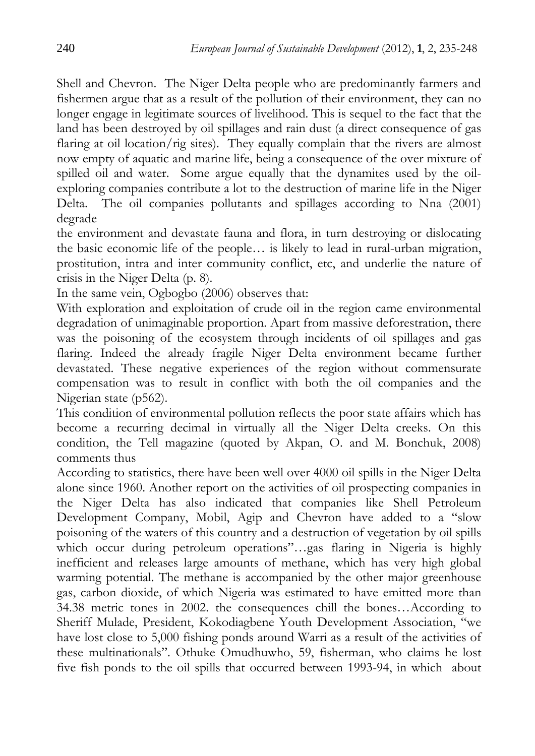Shell and Chevron. The Niger Delta people who are predominantly farmers and fishermen argue that as a result of the pollution of their environment, they can no longer engage in legitimate sources of livelihood. This is sequel to the fact that the land has been destroyed by oil spillages and rain dust (a direct consequence of gas flaring at oil location/rig sites). They equally complain that the rivers are almost now empty of aquatic and marine life, being a consequence of the over mixture of spilled oil and water. Some argue equally that the dynamites used by the oil-exploring companies contribute a lot to the destruction of marine life in the Niger Delta. The oil companies pollutants and spillages according to Nna (2001) degrade

the environment and devastate fauna and flora, in turn destroying or dislocating the basic economic life of the people… is likely to lead in rural-urban migration, prostitution, intra and inter community conflict, etc, and underlie the nature of crisis in the Niger Delta (p. 8).

In the same vein, Ogbogbo (2006) observes that:

With exploration and exploitation of crude oil in the region came environmental degradation of unimaginable proportion. Apart from massive deforestration, there was the poisoning of the ecosystem through incidents of oil spillages and gas flaring. Indeed the already fragile Niger Delta environment became further devastated. These negative experiences of the region without commensurate compensation was to result in conflict with both the oil companies and the Nigerian state (p562).

This condition of environmental pollution reflects the poor state affairs which has become a recurring decimal in virtually all the Niger Delta creeks. On this condition, the Tell magazine (quoted by Akpan, O. and M. Bonchuk, 2008) comments thus

According to statistics, there have been well over 4000 oil spills in the Niger Delta alone since 1960. Another report on the activities of oil prospecting companies in the Niger Delta has also indicated that companies like Shell Petroleum Development Company, Mobil, Agip and Chevron have added to a "slow poisoning of the waters of this country and a destruction of vegetation by oil spills which occur during petroleum operations"…gas flaring in Nigeria is highly inefficient and releases large amounts of methane, which has very high global warming potential. The methane is accompanied by the other major greenhouse gas, carbon dioxide, of which Nigeria was estimated to have emitted more than 34.38 metric tones in 2002. the consequences chill the bones…According to Sheriff Mulade, President, Kokodiagbene Youth Development Association, "we have lost close to 5,000 fishing ponds around Warri as a result of the activities of these multinationals". Othuke Omudhuwho, 59, fisherman, who claims he lost five fish ponds to the oil spills that occurred between 1993-94, in which about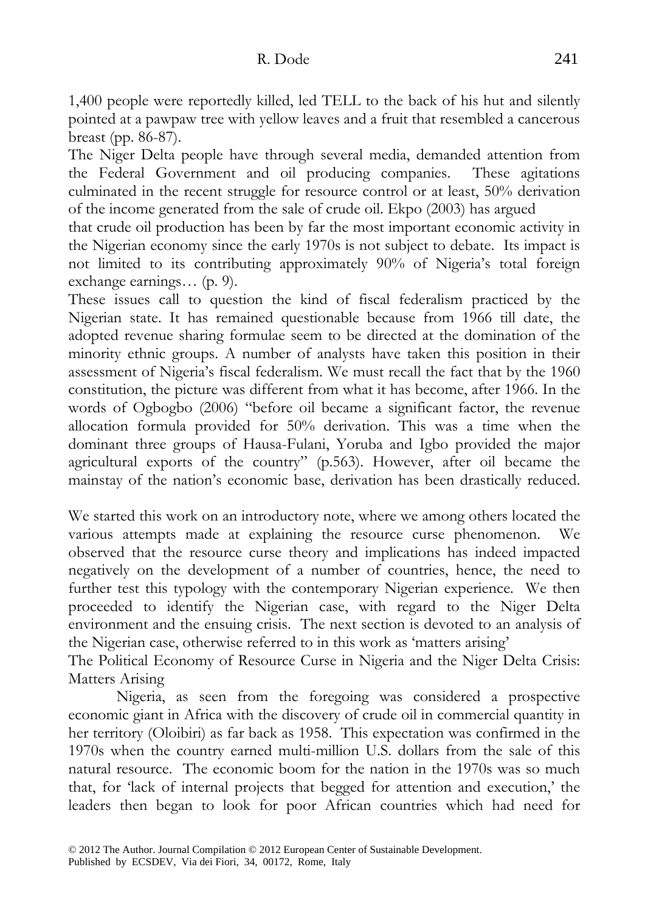1,400 people were reportedly killed, led TELL to the back of his hut and silently pointed at a pawpaw tree with yellow leaves and a fruit that resembled a cancerous breast (pp. 86-87).

The Niger Delta people have through several media, demanded attention from the Federal Government and oil producing companies. These agitations culminated in the recent struggle for resource control or at least, 50% derivation of the income generated from the sale of crude oil. Ekpo (2003) has argued

that crude oil production has been by far the most important economic activity in the Nigerian economy since the early 1970s is not subject to debate. Its impact is not limited to its contributing approximately 90% of Nigeria's total foreign exchange earnings… (p. 9).

These issues call to question the kind of fiscal federalism practiced by the Nigerian state. It has remained questionable because from 1966 till date, the adopted revenue sharing formulae seem to be directed at the domination of the minority ethnic groups. A number of analysts have taken this position in their assessment of Nigeria's fiscal federalism. We must recall the fact that by the 1960 constitution, the picture was different from what it has become, after 1966. In the words of Ogbogbo (2006) "before oil became a significant factor, the revenue allocation formula provided for 50% derivation. This was a time when the dominant three groups of Hausa-Fulani, Yoruba and Igbo provided the major agricultural exports of the country" (p.563). However, after oil became the mainstay of the nation's economic base, derivation has been drastically reduced.

We started this work on an introductory note, where we among others located the various attempts made at explaining the resource curse phenomenon. We observed that the resource curse theory and implications has indeed impacted negatively on the development of a number of countries, hence, the need to further test this typology with the contemporary Nigerian experience. We then proceeded to identify the Nigerian case, with regard to the Niger Delta environment and the ensuing crisis. The next section is devoted to an analysis of the Nigerian case, otherwise referred to in this work as 'matters arising'

## The Political Economy of Resource Curse in Nigeria and the Niger Delta Crisis: Matters Arising

Nigeria, as seen from the foregoing was considered a prospective economic giant in Africa with the discovery of crude oil in commercial quantity in her territory (Oloibiri) as far back as 1958. This expectation was confirmed in the 1970s when the country earned multi-million U.S. dollars from the sale of this natural resource. The economic boom for the nation in the 1970s was so much that, for 'lack of internal projects that begged for attention and execution,' the leaders then began to look for poor African countries which had need for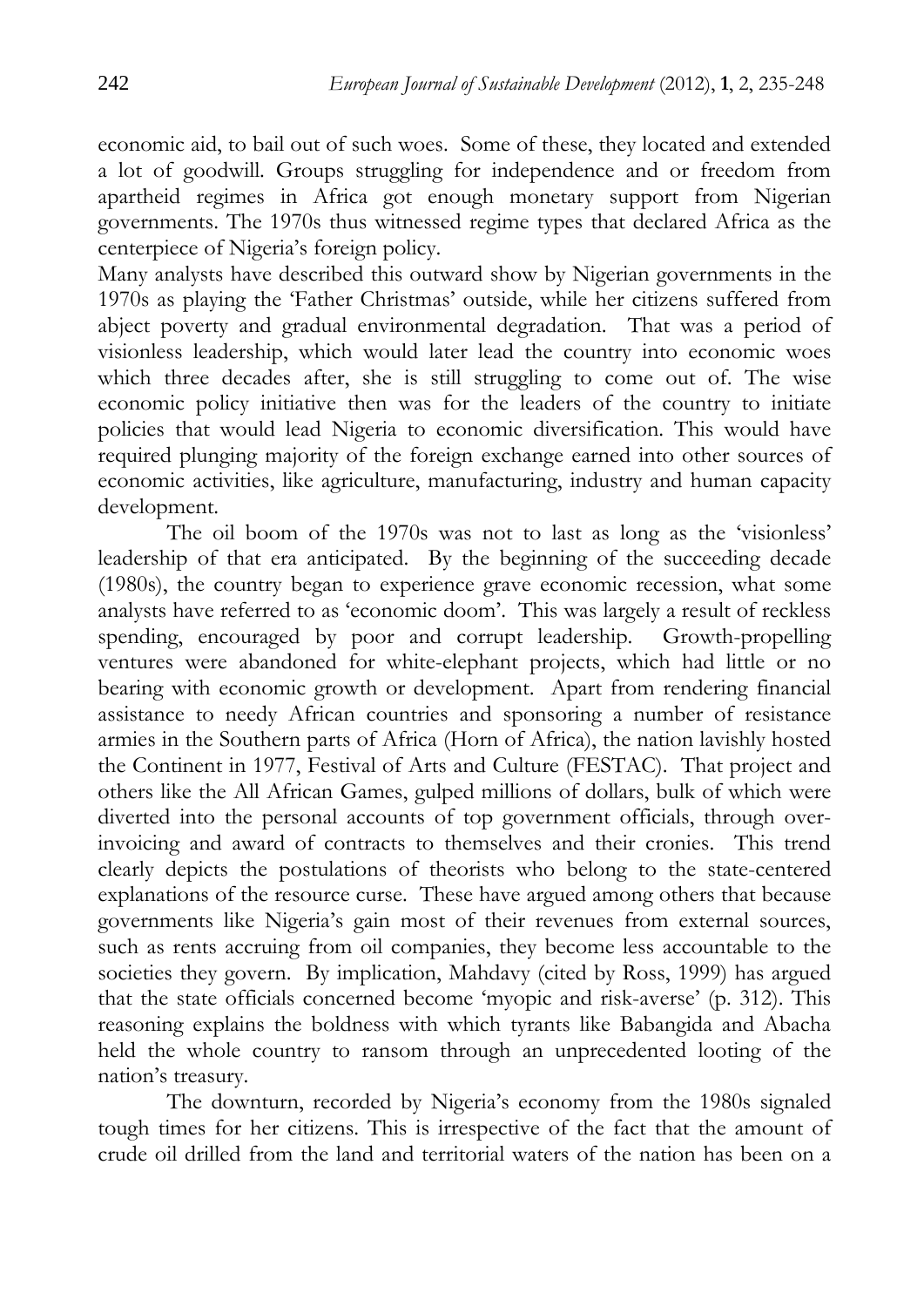economic aid, to bail out of such woes. Some of these, they located and extended a lot of goodwill. Groups struggling for independence and or freedom from apartheid regimes in Africa got enough monetary support from Nigerian governments. The 1970s thus witnessed regime types that declared Africa as the centerpiece of Nigeria's foreign policy.

Many analysts have described this outward show by Nigerian governments in the 1970s as playing the 'Father Christmas' outside, while her citizens suffered from abject poverty and gradual environmental degradation. That was a period of visionless leadership, which would later lead the country into economic woes which three decades after, she is still struggling to come out of. The wise economic policy initiative then was for the leaders of the country to initiate policies that would lead Nigeria to economic diversification. This would have required plunging majority of the foreign exchange earned into other sources of economic activities, like agriculture, manufacturing, industry and human capacity development.

The oil boom of the 1970s was not to last as long as the 'visionless' leadership of that era anticipated. By the beginning of the succeeding decade (1980s), the country began to experience grave economic recession, what some analysts have referred to as 'economic doom'. This was largely a result of reckless spending, encouraged by poor and corrupt leadership. Growth-propelling ventures were abandoned for white-elephant projects, which had little or no bearing with economic growth or development. Apart from rendering financial assistance to needy African countries and sponsoring a number of resistance armies in the Southern parts of Africa (Horn of Africa), the nation lavishly hosted the Continent in 1977, Festival of Arts and Culture (FESTAC). That project and others like the All African Games, gulped millions of dollars, bulk of which were diverted into the personal accounts of top government officials, through over-invoicing and award of contracts to themselves and their cronies. This trend clearly depicts the postulations of theorists who belong to the state-centered explanations of the resource curse. These have argued among others that because governments like Nigeria's gain most of their revenues from external sources, such as rents accruing from oil companies, they become less accountable to the societies they govern. By implication, Mahdavy (cited by Ross, 1999) has argued that the state officials concerned become 'myopic and risk-averse' (p. 312). This reasoning explains the boldness with which tyrants like Babangida and Abacha held the whole country to ransom through an unprecedented looting of the nation's treasury.

The downturn, recorded by Nigeria's economy from the 1980s signaled tough times for her citizens. This is irrespective of the fact that the amount of crude oil drilled from the land and territorial waters of the nation has been on a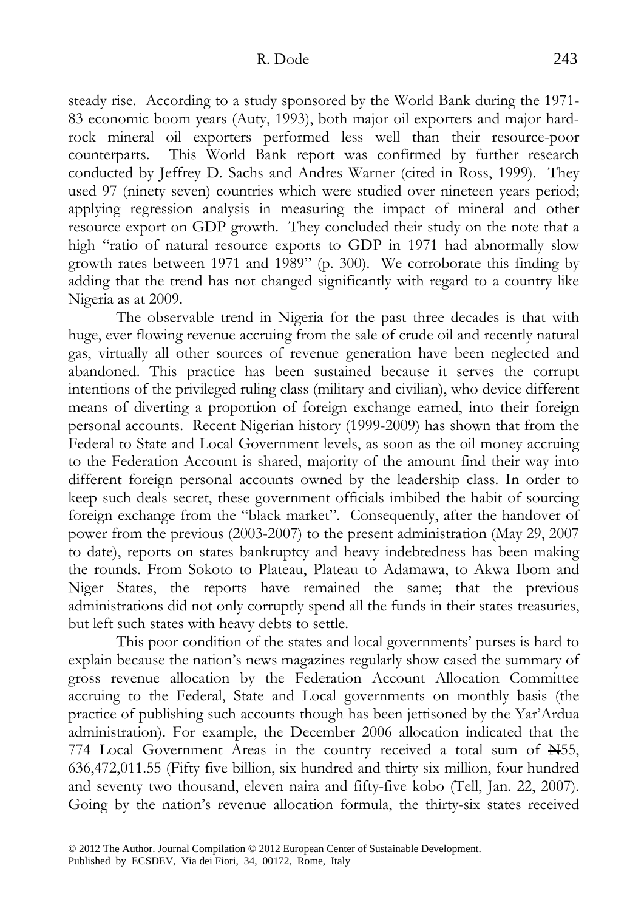steady rise. According to a study sponsored by the World Bank during the 1971-83 economic boom years (Auty, 1993), both major oil exporters and major hard-rock mineral oil exporters performed less well than their resource-poor counterparts. This World Bank report was confirmed by further research conducted by Jeffrey D. Sachs and Andres Warner (cited in Ross, 1999). They used 97 (ninety seven) countries which were studied over nineteen years period; applying regression analysis in measuring the impact of mineral and other resource export on GDP growth. They concluded their study on the note that a high "ratio of natural resource exports to GDP in 1971 had abnormally slow growth rates between 1971 and 1989" (p. 300). We corroborate this finding by adding that the trend has not changed significantly with regard to a country like Nigeria as at 2009.

The observable trend in Nigeria for the past three decades is that with huge, ever flowing revenue accruing from the sale of crude oil and recently natural gas, virtually all other sources of revenue generation have been neglected and abandoned. This practice has been sustained because it serves the corrupt intentions of the privileged ruling class (military and civilian), who device different means of diverting a proportion of foreign exchange earned, into their foreign personal accounts. Recent Nigerian history (1999-2009) has shown that from the Federal to State and Local Government levels, as soon as the oil money accruing to the Federation Account is shared, majority of the amount find their way into different foreign personal accounts owned by the leadership class. In order to keep such deals secret, these government officials imbibed the habit of sourcing foreign exchange from the "black market". Consequently, after the handover of power from the previous (2003-2007) to the present administration (May 29, 2007 to date), reports on states bankruptcy and heavy indebtedness has been making the rounds. From Sokoto to Plateau, Plateau to Adamawa, to Akwa Ibom and Niger States, the reports have remained the same; that the previous administrations did not only corruptly spend all the funds in their states treasuries, but left such states with heavy debts to settle.

This poor condition of the states and local governments' purses is hard to explain because the nation's news magazines regularly show cased the summary of gross revenue allocation by the Federation Account Allocation Committee accruing to the Federal, State and Local governments on monthly basis (the practice of publishing such accounts though has been jettisoned by the Yar'Ardua administration). For example, the December 2006 allocation indicated that the 774 Local Government Areas in the country received a total sum of ₦55, 636,472,011.55 (Fifty five billion, six hundred and thirty six million, four hundred and seventy two thousand, eleven naira and fifty-five kobo (Tell, Jan. 22, 2007). Going by the nation's revenue allocation formula, the thirty-six states received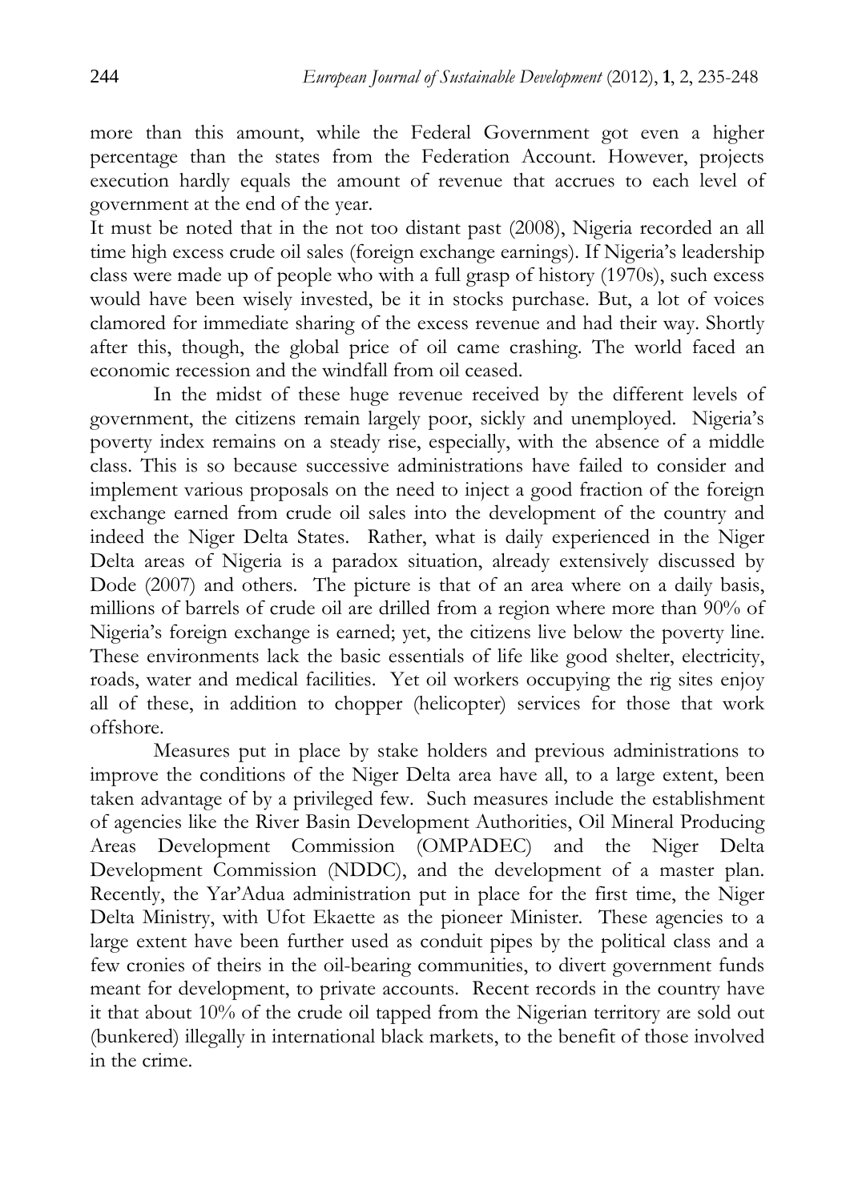more than this amount, while the Federal Government got even a higher percentage than the states from the Federation Account. However, projects execution hardly equals the amount of revenue that accrues to each level of government at the end of the year.

It must be noted that in the not too distant past (2008), Nigeria recorded an all time high excess crude oil sales (foreign exchange earnings). If Nigeria's leadership class were made up of people who with a full grasp of history (1970s), such excess would have been wisely invested, be it in stocks purchase. But, a lot of voices clamored for immediate sharing of the excess revenue and had their way. Shortly after this, though, the global price of oil came crashing. The world faced an economic recession and the windfall from oil ceased.

In the midst of these huge revenue received by the different levels of government, the citizens remain largely poor, sickly and unemployed. Nigeria's poverty index remains on a steady rise, especially, with the absence of a middle class. This is so because successive administrations have failed to consider and implement various proposals on the need to inject a good fraction of the foreign exchange earned from crude oil sales into the development of the country and indeed the Niger Delta States. Rather, what is daily experienced in the Niger Delta areas of Nigeria is a paradox situation, already extensively discussed by Dode (2007) and others. The picture is that of an area where on a daily basis, millions of barrels of crude oil are drilled from a region where more than 90% of Nigeria's foreign exchange is earned; yet, the citizens live below the poverty line. These environments lack the basic essentials of life like good shelter, electricity, roads, water and medical facilities. Yet oil workers occupying the rig sites enjoy all of these, in addition to chopper (helicopter) services for those that work offshore.

Measures put in place by stake holders and previous administrations to improve the conditions of the Niger Delta area have all, to a large extent, been taken advantage of by a privileged few. Such measures include the establishment of agencies like the River Basin Development Authorities, Oil Mineral Producing Areas Development Commission (OMPADEC) and the Niger Delta Development Commission (NDDC), and the development of a master plan. Recently, the Yar'Adua administration put in place for the first time, the Niger Delta Ministry, with Ufot Ekaette as the pioneer Minister. These agencies to a large extent have been further used as conduit pipes by the political class and a few cronies of theirs in the oil-bearing communities, to divert government funds meant for development, to private accounts. Recent records in the country have it that about 10% of the crude oil tapped from the Nigerian territory are sold out (bunkered) illegally in international black markets, to the benefit of those involved in the crime.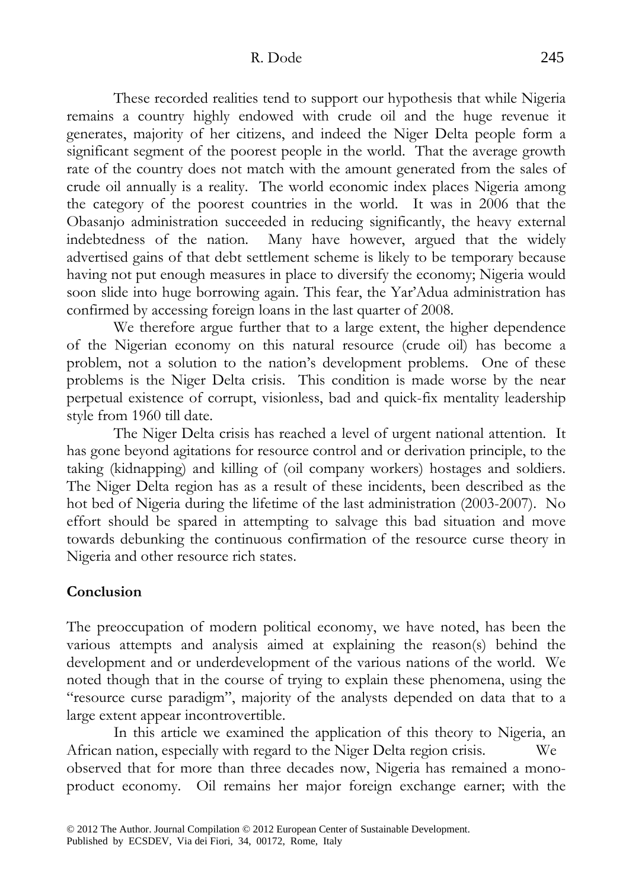These recorded realities tend to support our hypothesis that while Nigeria remains a country highly endowed with crude oil and the huge revenue it generates, majority of her citizens, and indeed the Niger Delta people form a significant segment of the poorest people in the world. That the average growth rate of the country does not match with the amount generated from the sales of crude oil annually is a reality. The world economic index places Nigeria among the category of the poorest countries in the world. It was in 2006 that the Obasanjo administration succeeded in reducing significantly, the heavy external indebtedness of the nation. Many have however, argued that the widely advertised gains of that debt settlement scheme is likely to be temporary because having not put enough measures in place to diversify the economy; Nigeria would soon slide into huge borrowing again. This fear, the Yar'Adua administration has confirmed by accessing foreign loans in the last quarter of 2008.

We therefore argue further that to a large extent, the higher dependence of the Nigerian economy on this natural resource (crude oil) has become a problem, not a solution to the nation's development problems. One of these problems is the Niger Delta crisis. This condition is made worse by the near perpetual existence of corrupt, visionless, bad and quick-fix mentality leadership style from 1960 till date.

The Niger Delta crisis has reached a level of urgent national attention. It has gone beyond agitations for resource control and or derivation principle, to the taking (kidnapping) and killing of (oil company workers) hostages and soldiers. The Niger Delta region has as a result of these incidents, been described as the hot bed of Nigeria during the lifetime of the last administration (2003-2007). No effort should be spared in attempting to salvage this bad situation and move towards debunking the continuous confirmation of the resource curse theory in Nigeria and other resource rich states.

## Conclusion

The preoccupation of modern political economy, we have noted, has been the various attempts and analysis aimed at explaining the reason(s) behind the development and or underdevelopment of the various nations of the world. We noted though that in the course of trying to explain these phenomena, using the "resource curse paradigm", majority of the analysts depended on data that to a large extent appear incontrovertible.

In this article we examined the application of this theory to Nigeria, an African nation, especially with regard to the Niger Delta region crisis. We observed that for more than three decades now, Nigeria has remained a mono-product economy. Oil remains her major foreign exchange earner; with the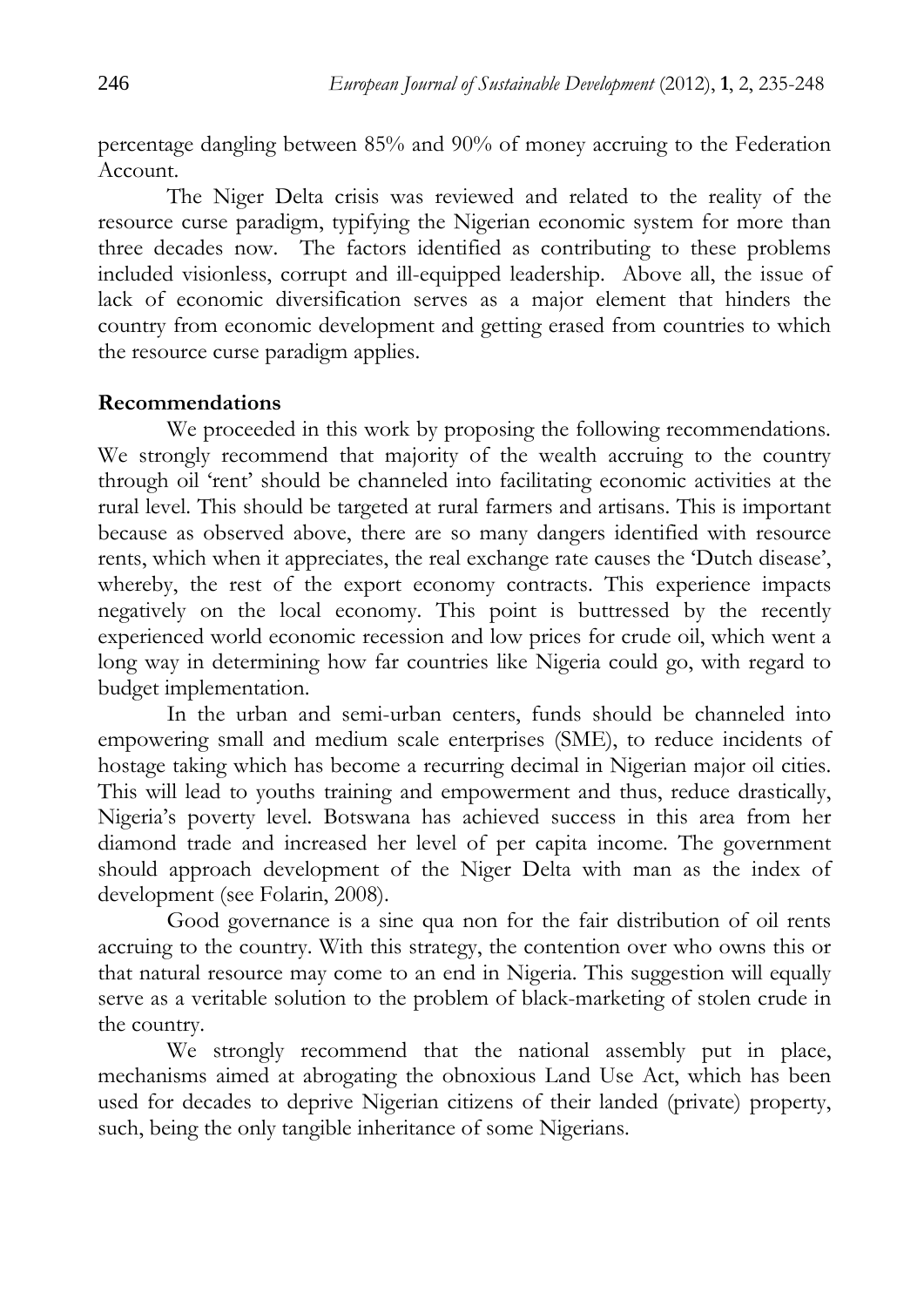percentage dangling between 85% and 90% of money accruing to the Federation Account.

The Niger Delta crisis was reviewed and related to the reality of the resource curse paradigm, typifying the Nigerian economic system for more than three decades now. The factors identified as contributing to these problems included visionless, corrupt and ill-equipped leadership. Above all, the issue of lack of economic diversification serves as a major element that hinders the country from economic development and getting erased from countries to which the resource curse paradigm applies.

**Recommendations**

We proceeded in this work by proposing the following recommendations. We strongly recommend that majority of the wealth accruing to the country through oil 'rent' should be channeled into facilitating economic activities at the rural level. This should be targeted at rural farmers and artisans. This is important because as observed above, there are so many dangers identified with resource rents, which when it appreciates, the real exchange rate causes the 'Dutch disease', whereby, the rest of the export economy contracts. This experience impacts negatively on the local economy. This point is buttressed by the recently experienced world economic recession and low prices for crude oil, which went a long way in determining how far countries like Nigeria could go, with regard to budget implementation.

In the urban and semi-urban centers, funds should be channeled into empowering small and medium scale enterprises (SME), to reduce incidents of hostage taking which has become a recurring decimal in Nigerian major oil cities. This will lead to youths training and empowerment and thus, reduce drastically, Nigeria's poverty level. Botswana has achieved success in this area from her diamond trade and increased her level of per capita income. The government should approach development of the Niger Delta with man as the index of development (see Folarin, 2008).

Good governance is a sine qua non for the fair distribution of oil rents accruing to the country. With this strategy, the contention over who owns this or that natural resource may come to an end in Nigeria. This suggestion will equally serve as a veritable solution to the problem of black-marketing of stolen crude in the country.

We strongly recommend that the national assembly put in place, mechanisms aimed at abrogating the obnoxious Land Use Act, which has been used for decades to deprive Nigerian citizens of their landed (private) property, such, being the only tangible inheritance of some Nigerians.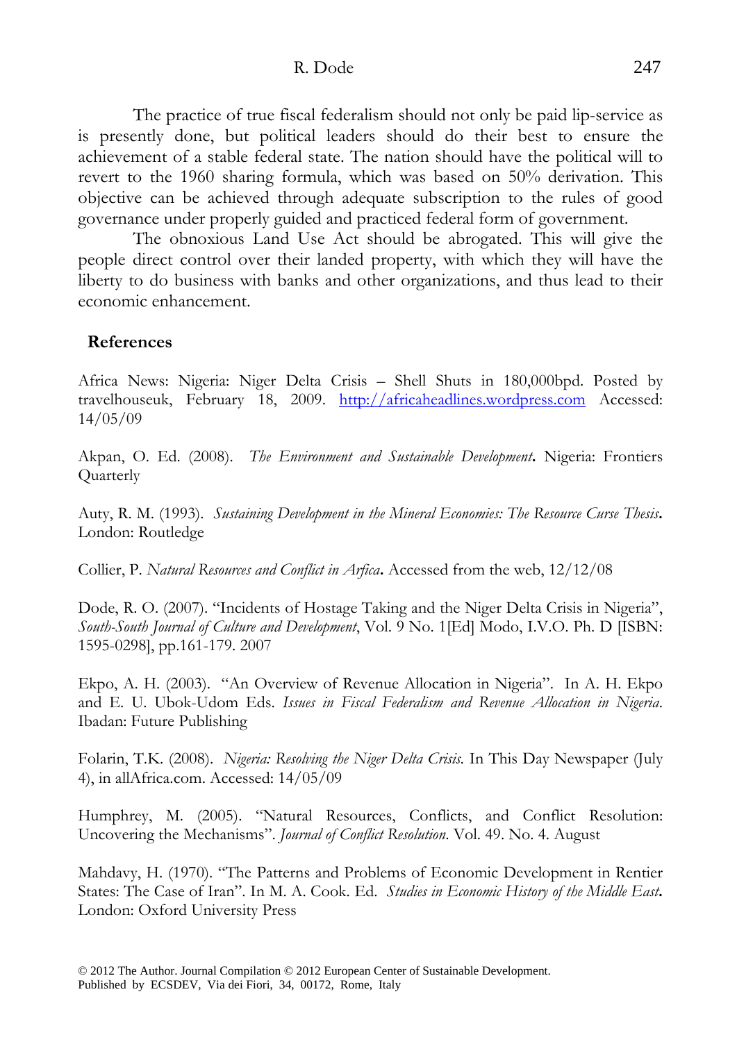The practice of true fiscal federalism should not only be paid lip-service as is presently done, but political leaders should do their best to ensure the achievement of a stable federal state. The nation should have the political will to revert to the 1960 sharing formula, which was based on 50% derivation. This objective can be achieved through adequate subscription to the rules of good governance under properly guided and practiced federal form of government.

The obnoxious Land Use Act should be abrogated. This will give the people direct control over their landed property, with which they will have the liberty to do business with banks and other organizations, and thus lead to their economic enhancement.

## References

Africa News: Nigeria: Niger Delta Crisis – Shell Shuts in 180,000bpd. Posted by travelhouseuk, February 18, 2009. http://africaheadlines.wordpress.com Accessed: 14/05/09

Akpan, O. Ed. (2008). *The Environment and Sustainable Development***.** Nigeria: Frontiers Quarterly

Auty, R. M. (1993). *Sustaining Development in the Mineral Economies: The Resource Curse Thesis***.** London: Routledge

Collier, P. *Natural Resources and Conflict in Arfica***.** Accessed from the web, 12/12/08

Dode, R. O. (2007). "Incidents of Hostage Taking and the Niger Delta Crisis in Nigeria", *South-South Journal of Culture and Development*, Vol. 9 No. 1[Ed] Modo, I.V.O. Ph. D [ISBN: 1595-0298], pp.161-179. 2007

Ekpo, A. H. (2003). "An Overview of Revenue Allocation in Nigeria". In A. H. Ekpo and E. U. Ubok-Udom Eds. *Issues in Fiscal Federalism and Revenue Allocation in Nigeria*. Ibadan: Future Publishing

Folarin, T.K. (2008). *Nigeria: Resolving the Niger Delta Crisis.* In This Day Newspaper (July 4), in allAfrica.com. Accessed: 14/05/09

Humphrey, M. (2005). "Natural Resources, Conflicts, and Conflict Resolution: Uncovering the Mechanisms". *Journal of Conflict Resolution.* Vol. 49. No. 4. August

Mahdavy, H. (1970). "The Patterns and Problems of Economic Development in Rentier States: The Case of Iran". In M. A. Cook. Ed. *Studies in Economic History of the Middle East***.** London: Oxford University Press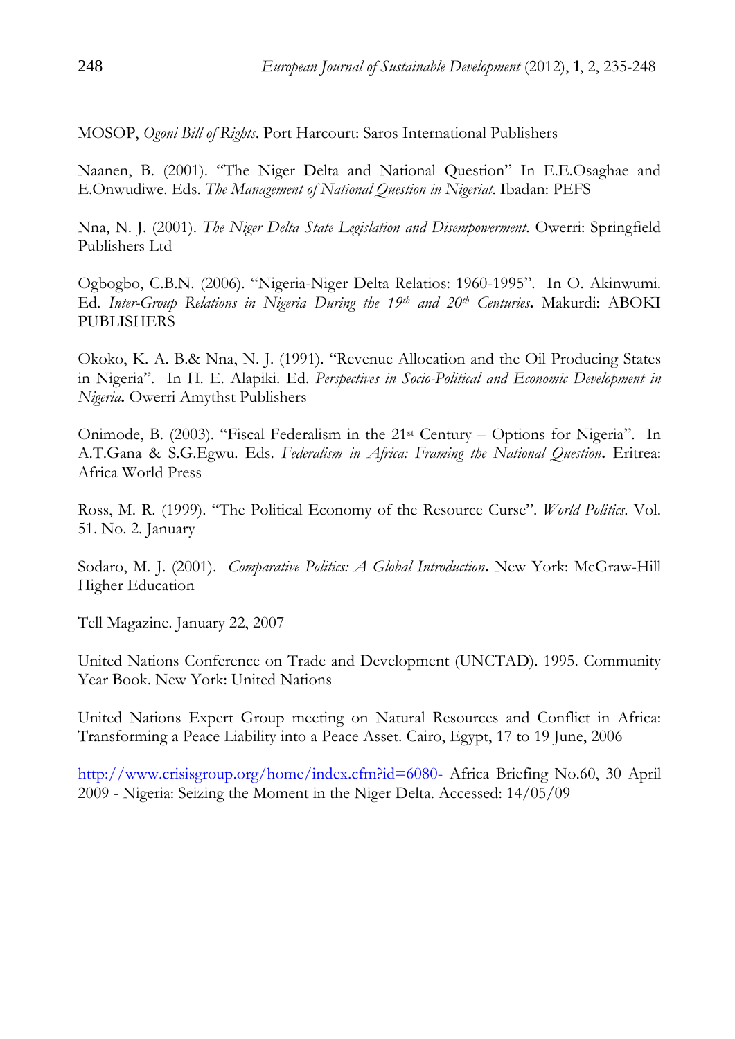MOSOP, *Ogoni Bill of Rights*. Port Harcourt: Saros International Publishers

Naanen, B. (2001). "The Niger Delta and National Question" In E.E.Osaghae and E.Onwudiwe. Eds. *The Management of National Question in Nigeriat*. Ibadan: PEFS

Nna, N. J. (2001). *The Niger Delta State Legislation and Disempowerment*. Owerri: Springfield Publishers Ltd

Ogbogbo, C.B.N. (2006). "Nigeria-Niger Delta Relatios: 1960-1995". In O. Akinwumi. Ed. *Inter-Group Relations in Nigeria During the 19th and 20th Centuries***.** Makurdi: ABOKI PUBLISHERS

Okoko, K. A. B.& Nna, N. J. (1991). "Revenue Allocation and the Oil Producing States in Nigeria". In H. E. Alapiki. Ed. *Perspectives in Socio-Political and Economic Development in Nigeria***.** Owerri Amythst Publishers

Onimode, B. (2003). "Fiscal Federalism in the 21st Century – Options for Nigeria". In A.T.Gana & S.G.Egwu. Eds. *Federalism in Africa: Framing the National Question***.** Eritrea: Africa World Press

Ross, M. R. (1999). "The Political Economy of the Resource Curse". *World Politics*. Vol. 51. No. 2. January

Sodaro, M. J. (2001). *Comparative Politics: A Global Introduction***.** New York: McGraw-Hill Higher Education

Tell Magazine. January 22, 2007

United Nations Conference on Trade and Development (UNCTAD). 1995. Community Year Book. New York: United Nations

United Nations Expert Group meeting on Natural Resources and Conflict in Africa: Transforming a Peace Liability into a Peace Asset. Cairo, Egypt, 17 to 19 June, 2006

http://www.crisisgroup.org/home/index.cfm?id=6080- Africa Briefing No.60, 30 April 2009 - Nigeria: Seizing the Moment in the Niger Delta. Accessed: 14/05/09